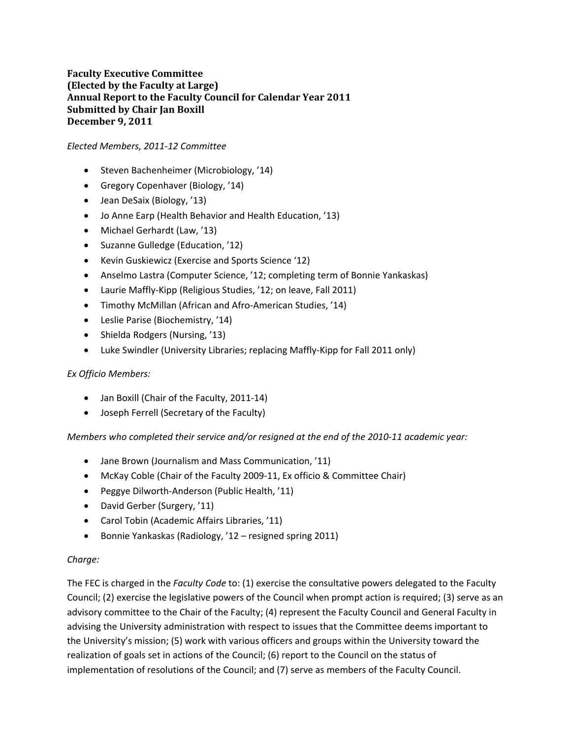**Faculty Executive Committee**
**(Elected by the Faculty at Large)**
**Annual Report to the Faculty Council for Calendar Year 2011**
**Submitted by Chair Jan Boxill**
**December 9, 2011**

*Elected Members, 2011-12 Committee*

- Steven Bachenheimer (Microbiology, '14)
- Gregory Copenhaver (Biology, '14)
- Jean DeSaix (Biology, '13)
- Jo Anne Earp (Health Behavior and Health Education, '13)
- Michael Gerhardt (Law, '13)
- Suzanne Gulledge (Education, '12)
- Kevin Guskiewicz (Exercise and Sports Science '12)
- Anselmo Lastra (Computer Science, '12; completing term of Bonnie Yankaskas)
- Laurie Maffly-Kipp (Religious Studies, '12; on leave, Fall 2011)
- Timothy McMillan (African and Afro-American Studies, '14)
- Leslie Parise (Biochemistry, '14)
- Shielda Rodgers (Nursing, '13)
- Luke Swindler (University Libraries; replacing Maffly-Kipp for Fall 2011 only)

*Ex Officio Members:*

- Jan Boxill (Chair of the Faculty, 2011-14)
- Joseph Ferrell (Secretary of the Faculty)

*Members who completed their service and/or resigned at the end of the 2010-11 academic year:*

- Jane Brown (Journalism and Mass Communication, '11)
- McKay Coble (Chair of the Faculty 2009-11, Ex officio & Committee Chair)
- Peggye Dilworth-Anderson (Public Health, '11)
- David Gerber (Surgery, '11)
- Carol Tobin (Academic Affairs Libraries, '11)
- Bonnie Yankaskas (Radiology, '12 – resigned spring 2011)

*Charge:*

The FEC is charged in the *Faculty Code* to: (1) exercise the consultative powers delegated to the Faculty Council; (2) exercise the legislative powers of the Council when prompt action is required; (3) serve as an advisory committee to the Chair of the Faculty; (4) represent the Faculty Council and General Faculty in advising the University administration with respect to issues that the Committee deems important to the University's mission; (5) work with various officers and groups within the University toward the realization of goals set in actions of the Council; (6) report to the Council on the status of implementation of resolutions of the Council; and (7) serve as members of the Faculty Council.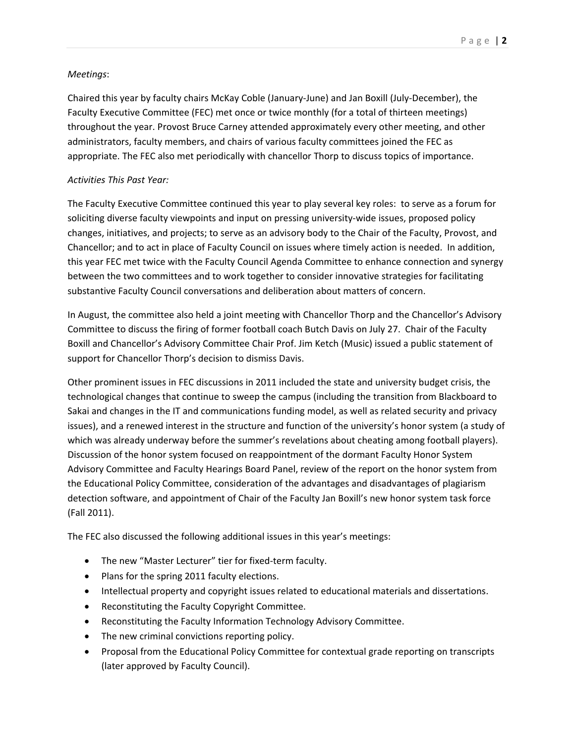*Meetings*:

Chaired this year by faculty chairs McKay Coble (January-June) and Jan Boxill (July-December), the Faculty Executive Committee (FEC) met once or twice monthly (for a total of thirteen meetings) throughout the year. Provost Bruce Carney attended approximately every other meeting, and other administrators, faculty members, and chairs of various faculty committees joined the FEC as appropriate. The FEC also met periodically with chancellor Thorp to discuss topics of importance.

*Activities This Past Year:*

The Faculty Executive Committee continued this year to play several key roles: to serve as a forum for soliciting diverse faculty viewpoints and input on pressing university-wide issues, proposed policy changes, initiatives, and projects; to serve as an advisory body to the Chair of the Faculty, Provost, and Chancellor; and to act in place of Faculty Council on issues where timely action is needed. In addition, this year FEC met twice with the Faculty Council Agenda Committee to enhance connection and synergy between the two committees and to work together to consider innovative strategies for facilitating substantive Faculty Council conversations and deliberation about matters of concern.

In August, the committee also held a joint meeting with Chancellor Thorp and the Chancellor's Advisory Committee to discuss the firing of former football coach Butch Davis on July 27. Chair of the Faculty Boxill and Chancellor's Advisory Committee Chair Prof. Jim Ketch (Music) issued a public statement of support for Chancellor Thorp's decision to dismiss Davis.

Other prominent issues in FEC discussions in 2011 included the state and university budget crisis, the technological changes that continue to sweep the campus (including the transition from Blackboard to Sakai and changes in the IT and communications funding model, as well as related security and privacy issues), and a renewed interest in the structure and function of the university's honor system (a study of which was already underway before the summer's revelations about cheating among football players). Discussion of the honor system focused on reappointment of the dormant Faculty Honor System Advisory Committee and Faculty Hearings Board Panel, review of the report on the honor system from the Educational Policy Committee, consideration of the advantages and disadvantages of plagiarism detection software, and appointment of Chair of the Faculty Jan Boxill's new honor system task force (Fall 2011).

The FEC also discussed the following additional issues in this year's meetings:

- The new "Master Lecturer" tier for fixed-term faculty.
- Plans for the spring 2011 faculty elections.
- Intellectual property and copyright issues related to educational materials and dissertations.
- Reconstituting the Faculty Copyright Committee.
- Reconstituting the Faculty Information Technology Advisory Committee.
- The new criminal convictions reporting policy.
- Proposal from the Educational Policy Committee for contextual grade reporting on transcripts (later approved by Faculty Council).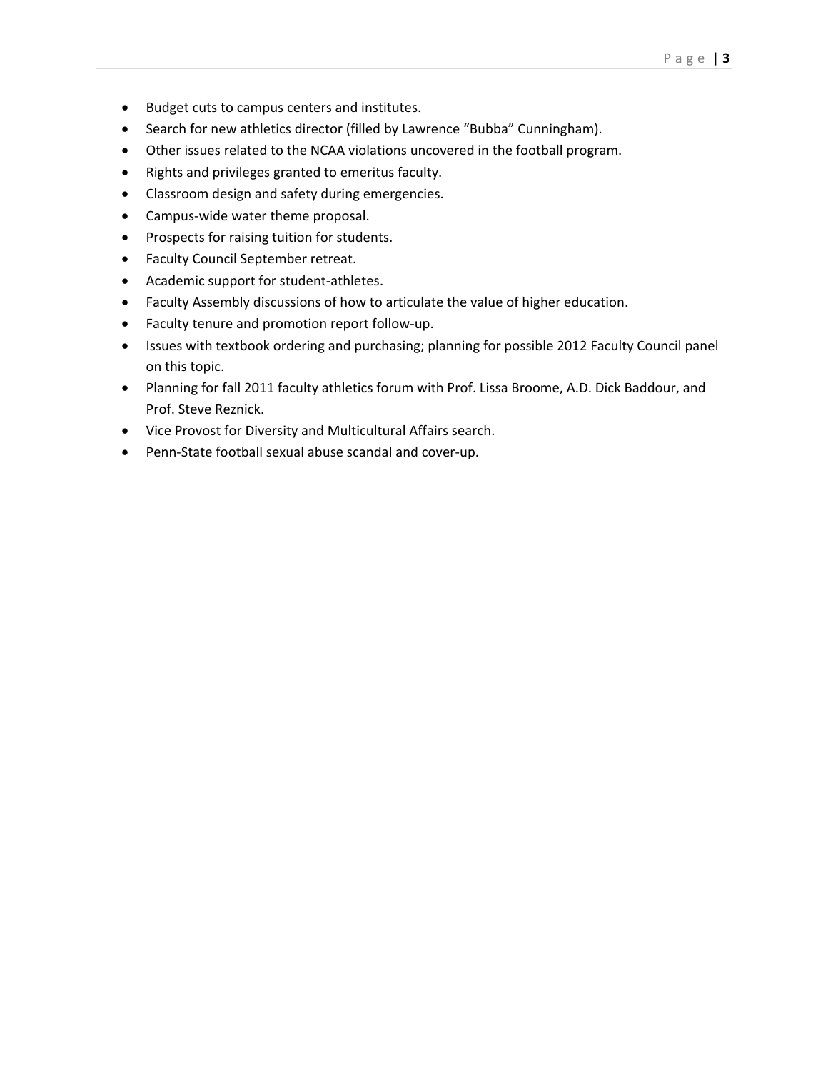- Budget cuts to campus centers and institutes.
- Search for new athletics director (filled by Lawrence "Bubba" Cunningham).
- Other issues related to the NCAA violations uncovered in the football program.
- Rights and privileges granted to emeritus faculty.
- Classroom design and safety during emergencies.
- Campus-wide water theme proposal.
- Prospects for raising tuition for students.
- Faculty Council September retreat.
- Academic support for student-athletes.
- Faculty Assembly discussions of how to articulate the value of higher education.
- Faculty tenure and promotion report follow-up.
- Issues with textbook ordering and purchasing; planning for possible 2012 Faculty Council panel on this topic.
- Planning for fall 2011 faculty athletics forum with Prof. Lissa Broome, A.D. Dick Baddour, and Prof. Steve Reznick.
- Vice Provost for Diversity and Multicultural Affairs search.
- Penn-State football sexual abuse scandal and cover-up.